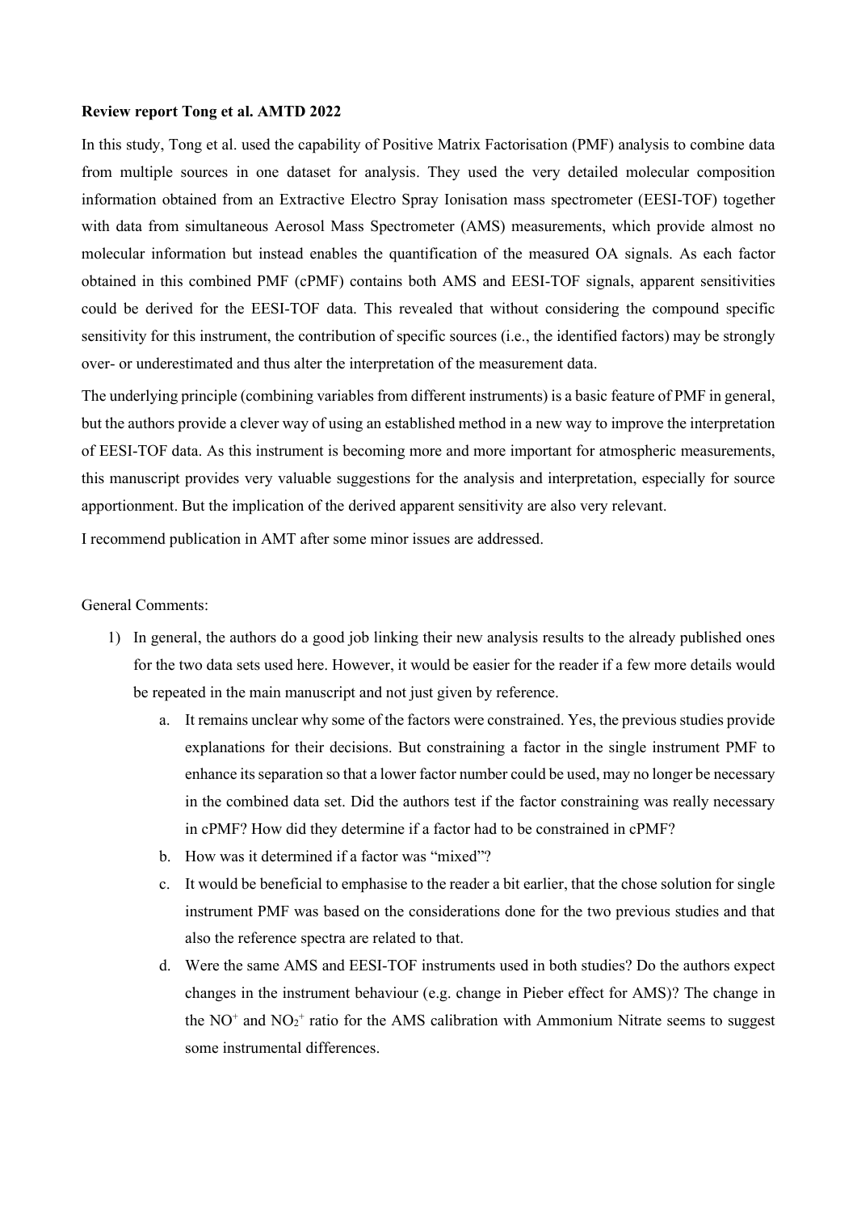**Review report Tong et al. AMTD 2022**

In this study, Tong et al. used the capability of Positive Matrix Factorisation (PMF) analysis to combine data from multiple sources in one dataset for analysis. They used the very detailed molecular composition information obtained from an Extractive Electro Spray Ionisation mass spectrometer (EESI-TOF) together with data from simultaneous Aerosol Mass Spectrometer (AMS) measurements, which provide almost no molecular information but instead enables the quantification of the measured OA signals. As each factor obtained in this combined PMF (cPMF) contains both AMS and EESI-TOF signals, apparent sensitivities could be derived for the EESI-TOF data. This revealed that without considering the compound specific sensitivity for this instrument, the contribution of specific sources (i.e., the identified factors) may be strongly over- or underestimated and thus alter the interpretation of the measurement data.

The underlying principle (combining variables from different instruments) is a basic feature of PMF in general, but the authors provide a clever way of using an established method in a new way to improve the interpretation of EESI-TOF data. As this instrument is becoming more and more important for atmospheric measurements, this manuscript provides very valuable suggestions for the analysis and interpretation, especially for source apportionment. But the implication of the derived apparent sensitivity are also very relevant.

I recommend publication in AMT after some minor issues are addressed.

General Comments:

1) In general, the authors do a good job linking their new analysis results to the already published ones for the two data sets used here. However, it would be easier for the reader if a few more details would be repeated in the main manuscript and not just given by reference.
   a. It remains unclear why some of the factors were constrained. Yes, the previous studies provide explanations for their decisions. But constraining a factor in the single instrument PMF to enhance its separation so that a lower factor number could be used, may no longer be necessary in the combined data set. Did the authors test if the factor constraining was really necessary in cPMF? How did they determine if a factor had to be constrained in cPMF?
   b. How was it determined if a factor was "mixed"?
   c. It would be beneficial to emphasise to the reader a bit earlier, that the chose solution for single instrument PMF was based on the considerations done for the two previous studies and that also the reference spectra are related to that.
   d. Were the same AMS and EESI-TOF instruments used in both studies? Do the authors expect changes in the instrument behaviour (e.g. change in Pieber effect for AMS)? The change in the $NO^+$ and $NO_2^+$ ratio for the AMS calibration with Ammonium Nitrate seems to suggest some instrumental differences.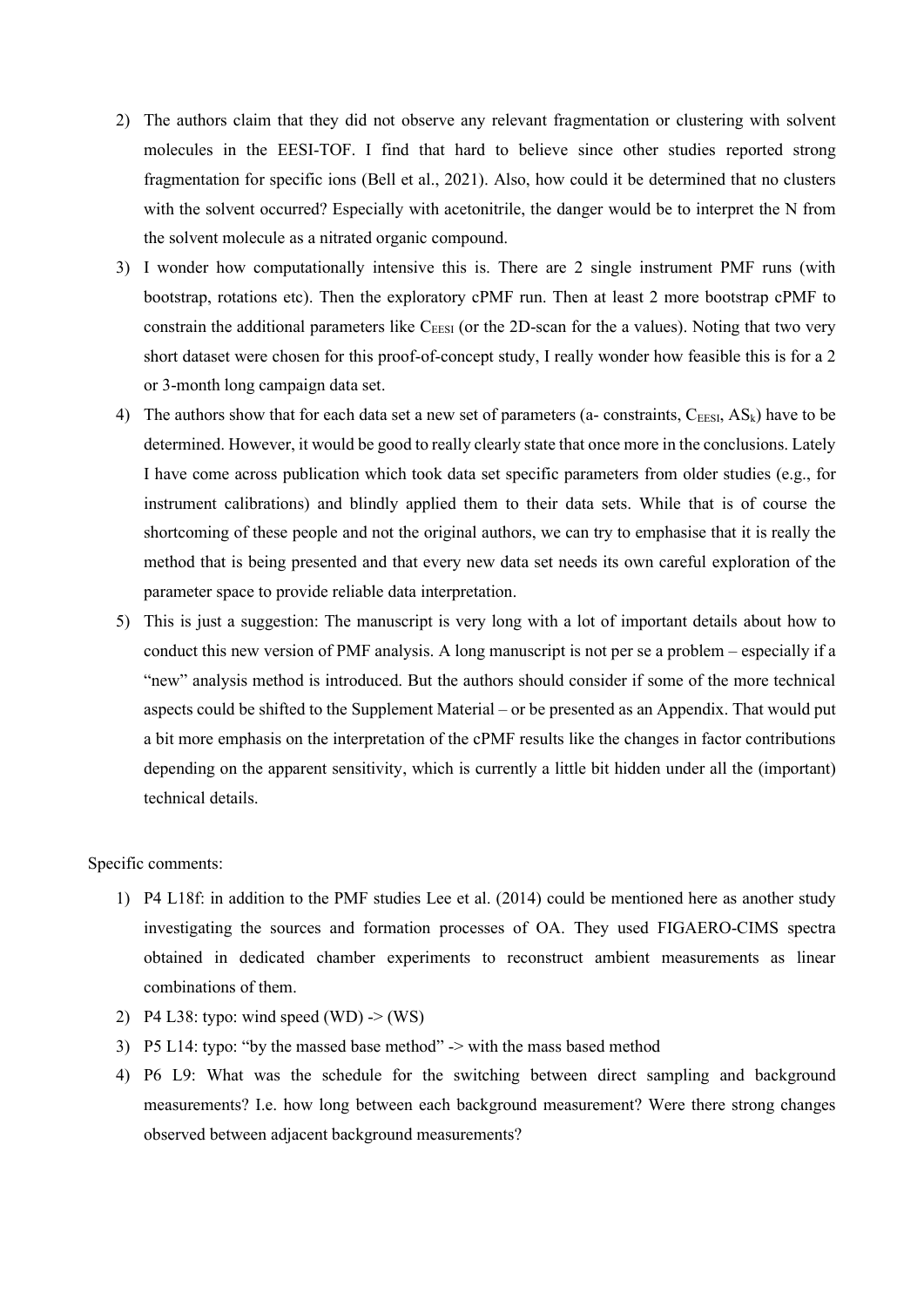2) The authors claim that they did not observe any relevant fragmentation or clustering with solvent molecules in the EESI-TOF. I find that hard to believe since other studies reported strong fragmentation for specific ions (Bell et al., 2021). Also, how could it be determined that no clusters with the solvent occurred? Especially with acetonitrile, the danger would be to interpret the N from the solvent molecule as a nitrated organic compound.

3) I wonder how computationally intensive this is. There are 2 single instrument PMF runs (with bootstrap, rotations etc). Then the exploratory cPMF run. Then at least 2 more bootstrap cPMF to constrain the additional parameters like $C_{EESI}$ (or the 2D-scan for the a values). Noting that two very short dataset were chosen for this proof-of-concept study, I really wonder how feasible this is for a 2 or 3-month long campaign data set.

4) The authors show that for each data set a new set of parameters (a- constraints, $C_{EESI}$, $AS_k$) have to be determined. However, it would be good to really clearly state that once more in the conclusions. Lately I have come across publication which took data set specific parameters from older studies (e.g., for instrument calibrations) and blindly applied them to their data sets. While that is of course the shortcoming of these people and not the original authors, we can try to emphasise that it is really the method that is being presented and that every new data set needs its own careful exploration of the parameter space to provide reliable data interpretation.

5) This is just a suggestion: The manuscript is very long with a lot of important details about how to conduct this new version of PMF analysis. A long manuscript is not per se a problem – especially if a "new" analysis method is introduced. But the authors should consider if some of the more technical aspects could be shifted to the Supplement Material – or be presented as an Appendix. That would put a bit more emphasis on the interpretation of the cPMF results like the changes in factor contributions depending on the apparent sensitivity, which is currently a little bit hidden under all the (important) technical details.

Specific comments:

1) P4 L18f: in addition to the PMF studies Lee et al. (2014) could be mentioned here as another study investigating the sources and formation processes of OA. They used FIGAERO-CIMS spectra obtained in dedicated chamber experiments to reconstruct ambient measurements as linear combinations of them.

2) P4 L38: typo: wind speed (WD) -> (WS)

3) P5 L14: typo: "by the massed base method" -> with the mass based method

4) P6 L9: What was the schedule for the switching between direct sampling and background measurements? I.e. how long between each background measurement? Were there strong changes observed between adjacent background measurements?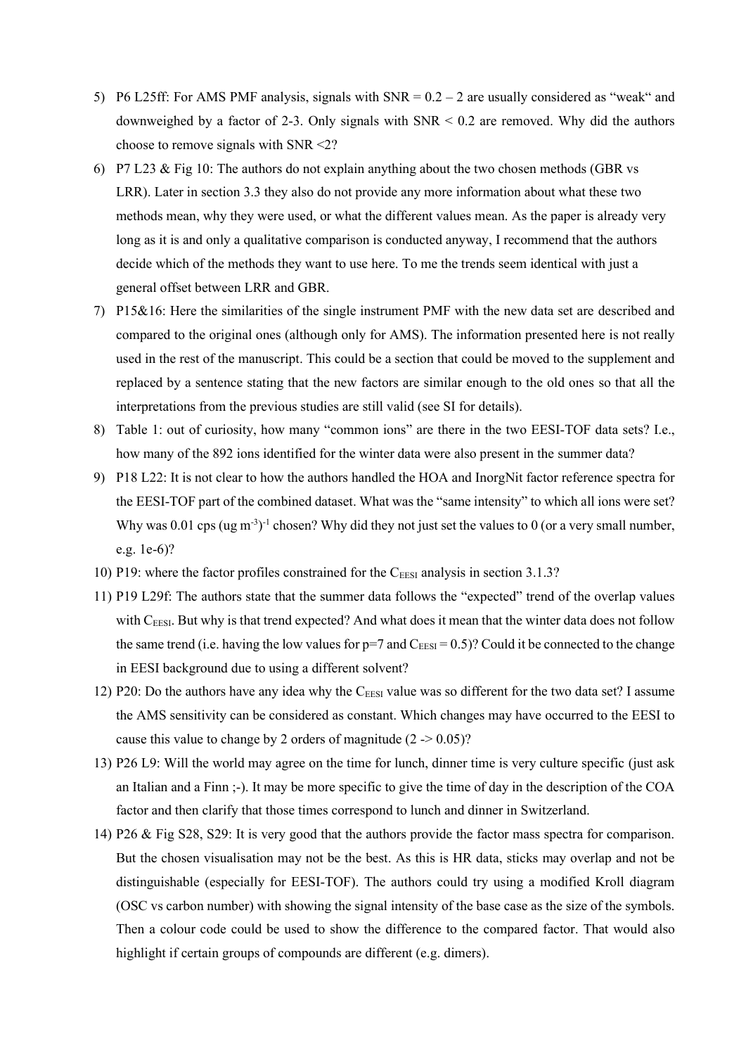5) P6 L25ff: For AMS PMF analysis, signals with SNR = 0.2 – 2 are usually considered as "weak" and downweighed by a factor of 2-3. Only signals with SNR < 0.2 are removed. Why did the authors choose to remove signals with SNR <2?
6) P7 L23 & Fig 10: The authors do not explain anything about the two chosen methods (GBR vs LRR). Later in section 3.3 they also do not provide any more information about what these two methods mean, why they were used, or what the different values mean. As the paper is already very long as it is and only a qualitative comparison is conducted anyway, I recommend that the authors decide which of the methods they want to use here. To me the trends seem identical with just a general offset between LRR and GBR.
7) P15&16: Here the similarities of the single instrument PMF with the new data set are described and compared to the original ones (although only for AMS). The information presented here is not really used in the rest of the manuscript. This could be a section that could be moved to the supplement and replaced by a sentence stating that the new factors are similar enough to the old ones so that all the interpretations from the previous studies are still valid (see SI for details).
8) Table 1: out of curiosity, how many "common ions" are there in the two EESI-TOF data sets? I.e., how many of the 892 ions identified for the winter data were also present in the summer data?
9) P18 L22: It is not clear to how the authors handled the HOA and InorgNit factor reference spectra for the EESI-TOF part of the combined dataset. What was the "same intensity" to which all ions were set? Why was 0.01 cps (ug m$^{-3}$)$^{-1}$ chosen? Why did they not just set the values to 0 (or a very small number, e.g. 1e-6)?
10) P19: where the factor profiles constrained for the $C_{EESI}$ analysis in section 3.1.3?
11) P19 L29f: The authors state that the summer data follows the "expected" trend of the overlap values with $C_{EESI}$. But why is that trend expected? And what does it mean that the winter data does not follow the same trend (i.e. having the low values for p=7 and $C_{EESI}$ = 0.5)? Could it be connected to the change in EESI background due to using a different solvent?
12) P20: Do the authors have any idea why the $C_{EESI}$ value was so different for the two data set? I assume the AMS sensitivity can be considered as constant. Which changes may have occurred to the EESI to cause this value to change by 2 orders of magnitude (2 -> 0.05)?
13) P26 L9: Will the world may agree on the time for lunch, dinner time is very culture specific (just ask an Italian and a Finn ;-). It may be more specific to give the time of day in the description of the COA factor and then clarify that those times correspond to lunch and dinner in Switzerland.
14) P26 & Fig S28, S29: It is very good that the authors provide the factor mass spectra for comparison. But the chosen visualisation may not be the best. As this is HR data, sticks may overlap and not be distinguishable (especially for EESI-TOF). The authors could try using a modified Kroll diagram (OSC vs carbon number) with showing the signal intensity of the base case as the size of the symbols. Then a colour code could be used to show the difference to the compared factor. That would also highlight if certain groups of compounds are different (e.g. dimers).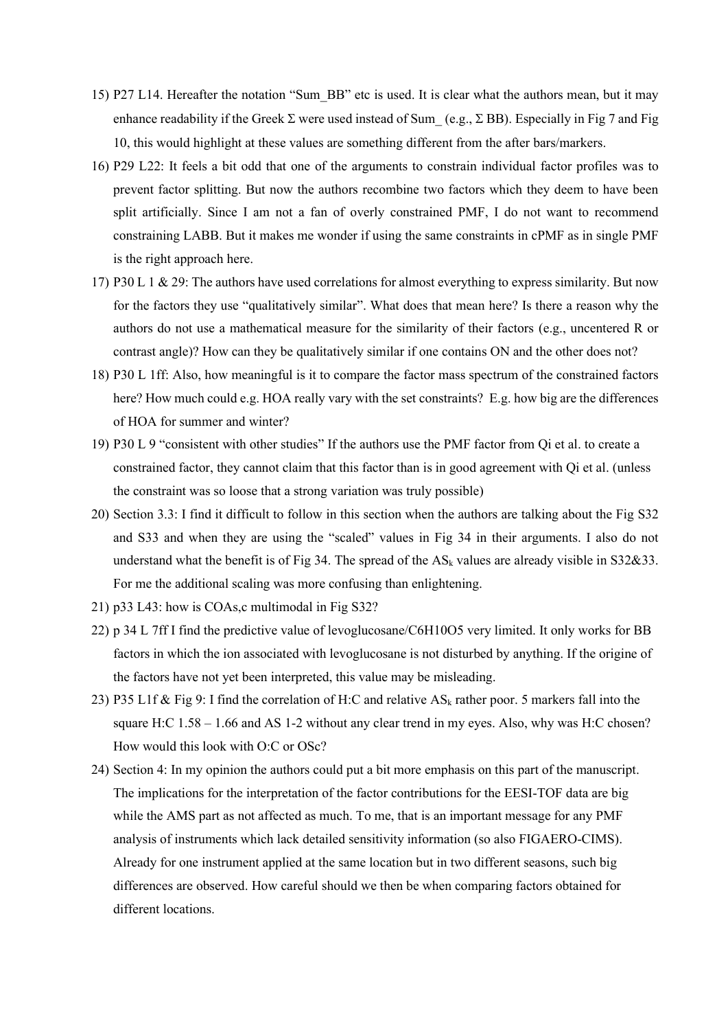15) P27 L14. Hereafter the notation "Sum_BB" etc is used. It is clear what the authors mean, but it may enhance readability if the Greek Σ were used instead of Sum_ (e.g., Σ BB). Especially in Fig 7 and Fig 10, this would highlight at these values are something different from the after bars/markers.
16) P29 L22: It feels a bit odd that one of the arguments to constrain individual factor profiles was to prevent factor splitting. But now the authors recombine two factors which they deem to have been split artificially. Since I am not a fan of overly constrained PMF, I do not want to recommend constraining LABB. But it makes me wonder if using the same constraints in cPMF as in single PMF is the right approach here.
17) P30 L 1 & 29: The authors have used correlations for almost everything to express similarity. But now for the factors they use "qualitatively similar". What does that mean here? Is there a reason why the authors do not use a mathematical measure for the similarity of their factors (e.g., uncentered R or contrast angle)? How can they be qualitatively similar if one contains ON and the other does not?
18) P30 L 1ff: Also, how meaningful is it to compare the factor mass spectrum of the constrained factors here? How much could e.g. HOA really vary with the set constraints? E.g. how big are the differences of HOA for summer and winter?
19) P30 L 9 "consistent with other studies" If the authors use the PMF factor from Qi et al. to create a constrained factor, they cannot claim that this factor than is in good agreement with Qi et al. (unless the constraint was so loose that a strong variation was truly possible)
20) Section 3.3: I find it difficult to follow in this section when the authors are talking about the Fig S32 and S33 and when they are using the "scaled" values in Fig 34 in their arguments. I also do not understand what the benefit is of Fig 34. The spread of the $AS_k$ values are already visible in S32&33. For me the additional scaling was more confusing than enlightening.
21) p33 L43: how is COAs,c multimodal in Fig S32?
22) p 34 L 7ff I find the predictive value of levoglucosane/$C_6H_{10}O_5$ very limited. It only works for BB factors in which the ion associated with levoglucosane is not disturbed by anything. If the origine of the factors have not yet been interpreted, this value may be misleading.
23) P35 L1f & Fig 9: I find the correlation of H:C and relative $AS_k$ rather poor. 5 markers fall into the square H:C 1.58 – 1.66 and AS 1-2 without any clear trend in my eyes. Also, why was H:C chosen? How would this look with O:C or OSc?
24) Section 4: In my opinion the authors could put a bit more emphasis on this part of the manuscript. The implications for the interpretation of the factor contributions for the EESI-TOF data are big while the AMS part as not affected as much. To me, that is an important message for any PMF analysis of instruments which lack detailed sensitivity information (so also FIGAERO-CIMS). Already for one instrument applied at the same location but in two different seasons, such big differences are observed. How careful should we then be when comparing factors obtained for different locations.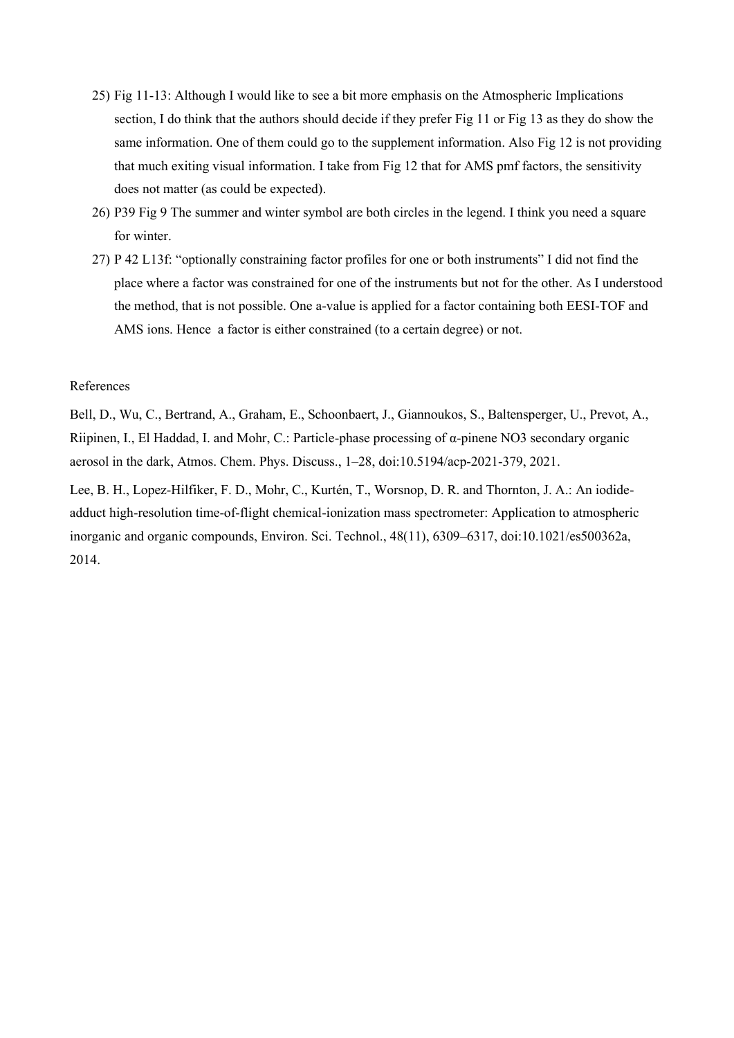25) Fig 11-13: Although I would like to see a bit more emphasis on the Atmospheric Implications section, I do think that the authors should decide if they prefer Fig 11 or Fig 13 as they do show the same information. One of them could go to the supplement information. Also Fig 12 is not providing that much exiting visual information. I take from Fig 12 that for AMS pmf factors, the sensitivity does not matter (as could be expected).
26) P39 Fig 9 The summer and winter symbol are both circles in the legend. I think you need a square for winter.
27) P 42 L13f: "optionally constraining factor profiles for one or both instruments" I did not find the place where a factor was constrained for one of the instruments but not for the other. As I understood the method, that is not possible. One a-value is applied for a factor containing both EESI-TOF and AMS ions. Hence a factor is either constrained (to a certain degree) or not.

References

Bell, D., Wu, C., Bertrand, A., Graham, E., Schoonbaert, J., Giannoukos, S., Baltensperger, U., Prevot, A., Riipinen, I., El Haddad, I. and Mohr, C.: Particle-phase processing of α-pinene $NO_3$ secondary organic aerosol in the dark, Atmos. Chem. Phys. Discuss., 1–28, doi:10.5194/acp-2021-379, 2021.

Lee, B. H., Lopez-Hilfiker, F. D., Mohr, C., Kurtén, T., Worsnop, D. R. and Thornton, J. A.: An iodide-adduct high-resolution time-of-flight chemical-ionization mass spectrometer: Application to atmospheric inorganic and organic compounds, Environ. Sci. Technol., 48(11), 6309–6317, doi:10.1021/es500362a, 2014.